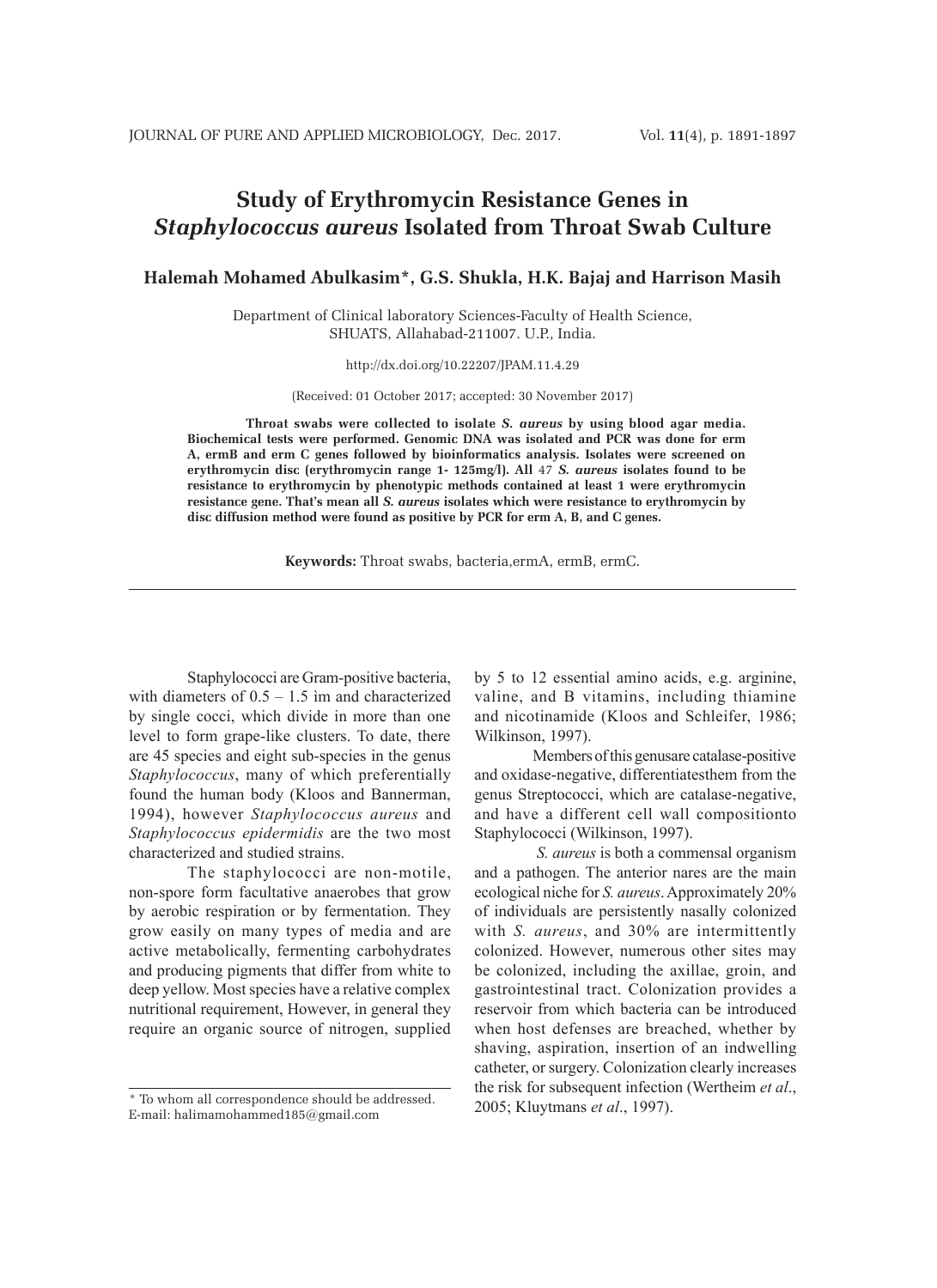# Study of Erythromycin Resistance Genes in *Staphylococcus aureus* Isolated from Throat Swab Culture

**Halemah Mohamed Abulkasim*, G.S. Shukla, H.K. Bajaj and Harrison Masih**

Department of Clinical laboratory Sciences-Faculty of Health Science, SHUATS, Allahabad-211007. U.P., India.

http://dx.doi.org/10.22207/JPAM.11.4.29

(Received: 01 October 2017; accepted: 30 November 2017)

**Throat swabs were collected to isolate *S. aureus* by using blood agar media. Biochemical tests were performed. Genomic DNA was isolated and PCR was done for erm A, ermB and erm C genes followed by bioinformatics analysis. Isolates were screened on erythromycin disc (erythromycin range 1- 125mg/l). All 47 *S. aureus* isolates found to be resistance to erythromycin by phenotypic methods contained at least 1 were erythromycin resistance gene. That's mean all *S. aureus* isolates which were resistance to erythromycin by disc diffusion method were found as positive by PCR for erm A, B, and C genes.**

**Keywords:** Throat swabs, bacteria,ermA, ermB, ermC.

---

Staphylococci are Gram-positive bacteria, with diameters of 0.5 – 1.5 ìm and characterized by single cocci, which divide in more than one level to form grape-like clusters. To date, there are 45 species and eight sub-species in the genus *Staphylococcus*, many of which preferentially found the human body (Kloos and Bannerman, 1994), however *Staphylococcus aureus* and *Staphylococcus epidermidis* are the two most characterized and studied strains.

The staphylococci are non-motile, non-spore form facultative anaerobes that grow by aerobic respiration or by fermentation. They grow easily on many types of media and are active metabolically, fermenting carbohydrates and producing pigments that differ from white to deep yellow. Most species have a relative complex nutritional requirement, However, in general they require an organic source of nitrogen, supplied by 5 to 12 essential amino acids, e.g. arginine, valine, and B vitamins, including thiamine and nicotinamide (Kloos and Schleifer, 1986; Wilkinson, 1997).

Members of this genusare catalase-positive and oxidase-negative, differentiatesthem from the genus Streptococci, which are catalase-negative, and have a different cell wall compositionto Staphylococci (Wilkinson, 1997).

*S. aureus* is both a commensal organism and a pathogen. The anterior nares are the main ecological niche for *S. aureus*. Approximately 20% of individuals are persistently nasally colonized with *S. aureus*, and 30% are intermittently colonized. However, numerous other sites may be colonized, including the axillae, groin, and gastrointestinal tract. Colonization provides a reservoir from which bacteria can be introduced when host defenses are breached, whether by shaving, aspiration, insertion of an indwelling catheter, or surgery. Colonization clearly increases the risk for subsequent infection (Wertheim *et al*., 2005; Kluytmans *et al*., 1997).

---

\* To whom all correspondence should be addressed.
E-mail: halimamohammed185@gmail.com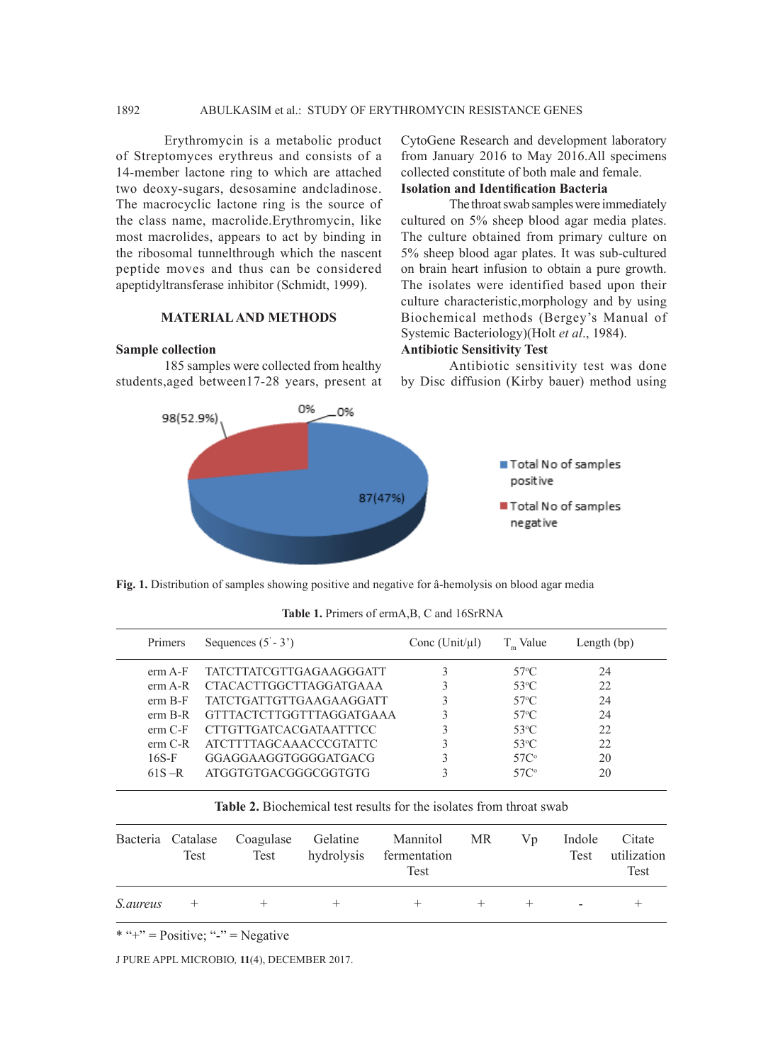Erythromycin is a metabolic product of Streptomyces erythreus and consists of a 14-member lactone ring to which are attached two deoxy-sugars, desosamine andcladinose. The macrocyclic lactone ring is the source of the class name, macrolide.Erythromycin, like most macrolides, appears to act by binding in the ribosomal tunnelthrough which the nascent peptide moves and thus can be considered apeptidyltransferase inhibitor (Schmidt, 1999).

## MATERIAL AND METHODS

### Sample collection

185 samples were collected from healthy students,aged between17-28 years, present at CytoGene Research and development laboratory from January 2016 to May 2016.All specimens collected constitute of both male and female.

### Isolation and Identification Bacteria

The throat swab samples were immediately cultured on 5% sheep blood agar media plates. The culture obtained from primary culture on 5% sheep blood agar plates. It was sub-cultured on brain heart infusion to obtain a pure growth. The isolates were identified based upon their culture characteristic,morphology and by using Biochemical methods (Bergey's Manual of Systemic Bacteriology)(Holt *et al*., 1984).

### Antibiotic Sensitivity Test

Antibiotic sensitivity test was done by Disc diffusion (Kirby bauer) method using

**Fig. 1.** Distribution of samples showing positive and negative for â-hemolysis on blood agar media

**Table 1.** Primers of ermA,B, C and 16SrRNA

| Primers | Sequences (5'- 3') | Conc (Unit/µl) | $T_m$ Value | Length (bp) |
|---|---|---|---|---|
| erm A-F | TATCTTATCGTTGAGAAGGGATT | 3 | 57°C | 24 |
| erm A-R | CTACACTTGGCTTAGGATGAAA | 3 | 53°C | 22 |
| erm B-F | TATCTGATTGTTGAAGAAGGATT | 3 | 57°C | 24 |
| erm B-R | GTTTACTCTTGGTTTAGGATGAAA | 3 | 57°C | 24 |
| erm C-F | CTTGTTGATCACGATAATTTCC | 3 | 53°C | 22 |
| erm C-R | ATCTTTTAGCAAACCCGTATTC | 3 | 53°C | 22 |
| 16S-F | GGAGGAAGGTGGGGATGACG | 3 | 57C° | 20 |
| 61S –R | ATGGTGTGACGGGCGGTGTG | 3 | 57C° | 20 |

**Table 2.** Biochemical test results for the isolates from throat swab

| Bacteria | Catalase Test | Coagulase Test | Gelatine hydrolysis | Mannitol fermentation Test | MR | Vp | Indole Test | Citate utilization Test |
|---|---|---|---|---|---|---|---|---|
| *S.aureus* | + | + | + | + | + | + | - | + |

* "+" = Positive; "-" = Negative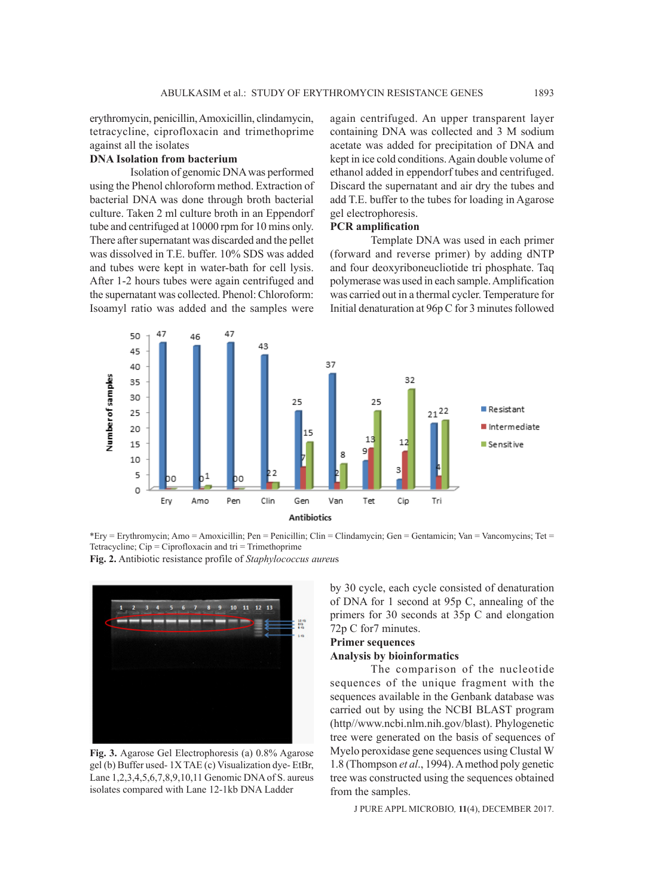erythromycin, penicillin, Amoxicillin, clindamycin, tetracycline, ciprofloxacin and trimethoprime against all the isolates

**DNA Isolation from bacterium**

Isolation of genomic DNA was performed using the Phenol chloroform method. Extraction of bacterial DNA was done through broth bacterial culture. Taken 2 ml culture broth in an Eppendorf tube and centrifuged at 10000 rpm for 10 mins only. There after supernatant was discarded and the pellet was dissolved in T.E. buffer. 10% SDS was added and tubes were kept in water-bath for cell lysis. After 1-2 hours tubes were again centrifuged and the supernatant was collected. Phenol: Chloroform: Isoamyl ratio was added and the samples were again centrifuged. An upper transparent layer containing DNA was collected and 3 M sodium acetate was added for precipitation of DNA and kept in ice cold conditions. Again double volume of ethanol added in eppendorf tubes and centrifuged. Discard the supernatant and air dry the tubes and add T.E. buffer to the tubes for loading in Agarose gel electrophoresis.

**PCR amplification**

Template DNA was used in each primer (forward and reverse primer) by adding dNTP and four deoxyriboneucliotide tri phosphate. Taq polymerase was used in each sample. Amplification was carried out in a thermal cycler. Temperature for Initial denaturation at 96p C for 3 minutes followed by 30 cycle, each cycle consisted of denaturation of DNA for 1 second at 95p C, annealing of the primers for 30 seconds at 35p C and elongation 72p C for7 minutes.

**Primer sequences**

**Analysis by bioinformatics**

The comparison of the nucleotide sequences of the unique fragment with the sequences available in the Genbank database was carried out by using the NCBI BLAST program (http//www.ncbi.nlm.nih.gov/blast). Phylogenetic tree were generated on the basis of sequences of Myelo peroxidase gene sequences using Clustal W 1.8 (Thompson *et al*., 1994). A method poly genetic tree was constructed using the sequences obtained from the samples.

| Antibiotics | Resistant | Intermediate | Sensitive |
|---|---|---|---|
| Ery | 47 | 0 | 0 |
| Amo | 46 | 0 | 1 |
| Pen | 47 | 0 | 0 |
| Clin | 43 | 2 | 2 |
| Gen | 25 | 7 | 15 |
| Van | 37 | 2 | 8 |
| Tet | 9 | 13 | 25 |
| Cip | 3 | 12 | 32 |
| Tri | 21 | 4 | 22 |

*Ery = Erythromycin; Amo = Amoxicillin; Pen = Penicillin; Clin = Clindamycin; Gen = Gentamicin; Van = Vancomycins; Tet = Tetracycline; Cip = Ciprofloxacin and tri = Trimethoprime

**Fig. 2.** Antibiotic resistance profile of *Staphylococcus aureus*

**Fig. 3.** Agarose Gel Electrophoresis (a) 0.8% Agarose gel (b) Buffer used- 1X TAE (c) Visualization dye- EtBr, Lane 1,2,3,4,5,6,7,8,9,10,11 Genomic DNA of S. aureus isolates compared with Lane 12-1kb DNA Ladder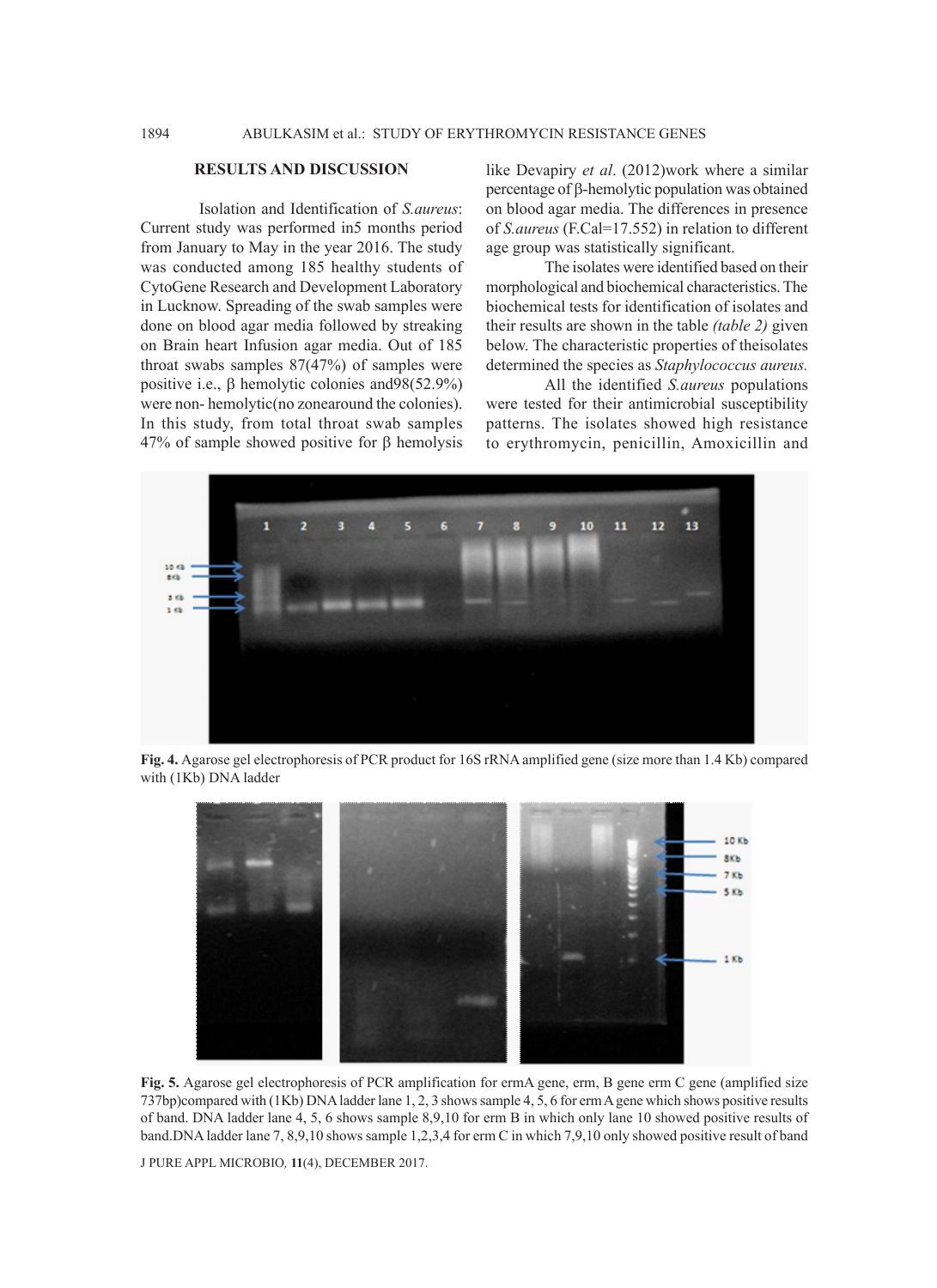## RESULTS AND DISCUSSION

Isolation and Identification of *S.aureus*: Current study was performed in5 months period from January to May in the year 2016. The study was conducted among 185 healthy students of CytoGene Research and Development Laboratory in Lucknow. Spreading of the swab samples were done on blood agar media followed by streaking on Brain heart Infusion agar media. Out of 185 throat swabs samples 87(47%) of samples were positive i.e., β hemolytic colonies and98(52.9%) were non- hemolytic(no zonearound the colonies). In this study, from total throat swab samples 47% of sample showed positive for β hemolysis like Devapiry *et al*. (2012)work where a similar percentage of β-hemolytic population was obtained on blood agar media. The differences in presence of *S.aureus* (F.Cal=17.552) in relation to different age group was statistically significant.

The isolates were identified based on their morphological and biochemical characteristics. The biochemical tests for identification of isolates and their results are shown in the table *(table 2)* given below. The characteristic properties of theisolates determined the species as *Staphylococcus aureus.*

All the identified *S.aureus* populations were tested for their antimicrobial susceptibility patterns. The isolates showed high resistance to erythromycin, penicillin, Amoxicillin and

**Fig. 4.** Agarose gel electrophoresis of PCR product for 16S rRNA amplified gene (size more than 1.4 Kb) compared with (1Kb) DNA ladder

**Fig. 5.** Agarose gel electrophoresis of PCR amplification for ermA gene, erm, B gene erm C gene (amplified size 737bp)compared with (1Kb) DNA ladder lane 1, 2, 3 shows sample 4, 5, 6 for erm A gene which shows positive results of band. DNA ladder lane 4, 5, 6 shows sample 8,9,10 for erm B in which only lane 10 showed positive results of band.DNA ladder lane 7, 8,9,10 shows sample 1,2,3,4 for erm C in which 7,9,10 only showed positive result of band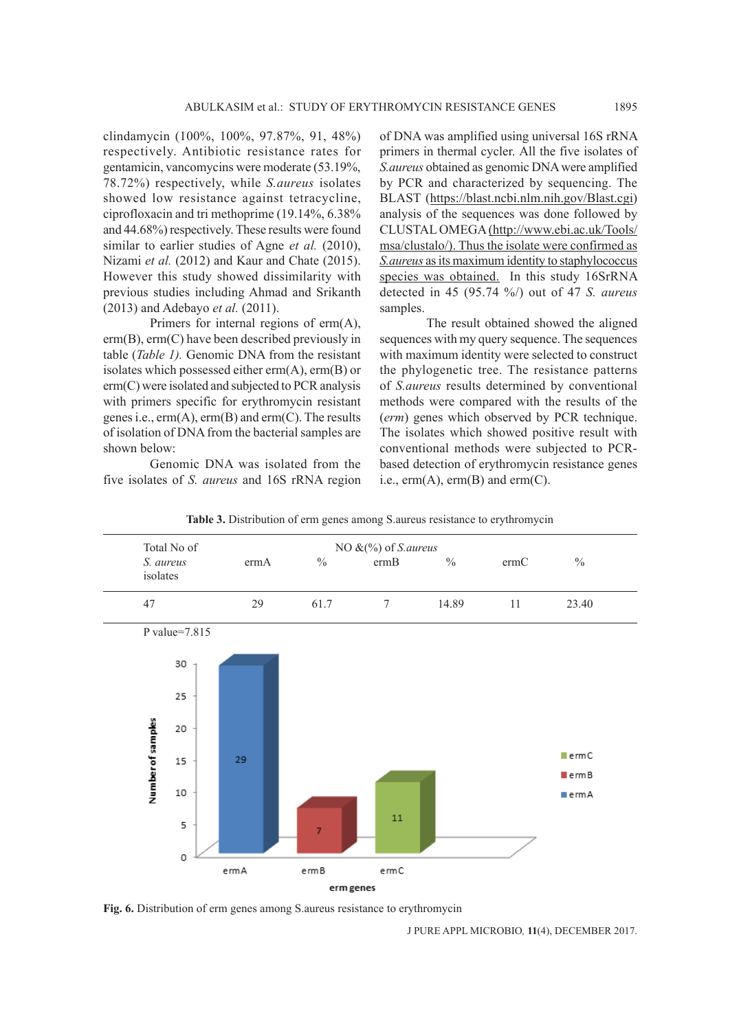clindamycin (100%, 100%, 97.87%, 91, 48%) respectively. Antibiotic resistance rates for gentamicin, vancomycins were moderate (53.19%, 78.72%) respectively, while *S.aureus* isolates showed low resistance against tetracycline, ciprofloxacin and tri methoprime (19.14%, 6.38% and 44.68%) respectively. These results were found similar to earlier studies of Agne *et al.* (2010), Nizami *et al.* (2012) and Kaur and Chate (2015). However this study showed dissimilarity with previous studies including Ahmad and Srikanth (2013) and Adebayo *et al.* (2011).

Primers for internal regions of erm(A), erm(B), erm(C) have been described previously in table (*Table 1).* Genomic DNA from the resistant isolates which possessed either erm(A), erm(B) or erm(C) were isolated and subjected to PCR analysis with primers specific for erythromycin resistant genes i.e., erm(A), erm(B) and erm(C). The results of isolation of DNA from the bacterial samples are shown below:

Genomic DNA was isolated from the five isolates of *S. aureus* and 16S rRNA region of DNA was amplified using universal 16S rRNA primers in thermal cycler. All the five isolates of *S.aureus* obtained as genomic DNA were amplified by PCR and characterized by sequencing. The BLAST (https://blast.ncbi.nlm.nih.gov/Blast.cgi) analysis of the sequences was done followed by CLUSTAL OMEGA (http://www.ebi.ac.uk/Tools/msa/clustalo/). Thus the isolate were confirmed as *S.aureus* as its maximum identity to staphylococcus species was obtained. In this study 16SrRNA detected in 45 (95.74 %/) out of 47 *S. aureus* samples.

The result obtained showed the aligned sequences with my query sequence. The sequences with maximum identity were selected to construct the phylogenetic tree. The resistance patterns of *S.aureus* results determined by conventional methods were compared with the results of the (*erm*) genes which observed by PCR technique. The isolates which showed positive result with conventional methods were subjected to PCR-based detection of erythromycin resistance genes i.e., erm(A), erm(B) and erm(C).

**Table 3.** Distribution of erm genes among S.aureus resistance to erythromycin

| Total No of *S. aureus* isolates | NO &(%) of *S.aureus* | | | | | |
|---|---|---|---|---|---|---|
| | ermA | % | ermB | % | ermC | % |
| 47 | 29 | 61.7 | 7 | 14.89 | 11 | 23.40 |

P value=7.815

**Fig. 6.** Distribution of erm genes among S.aureus resistance to erythromycin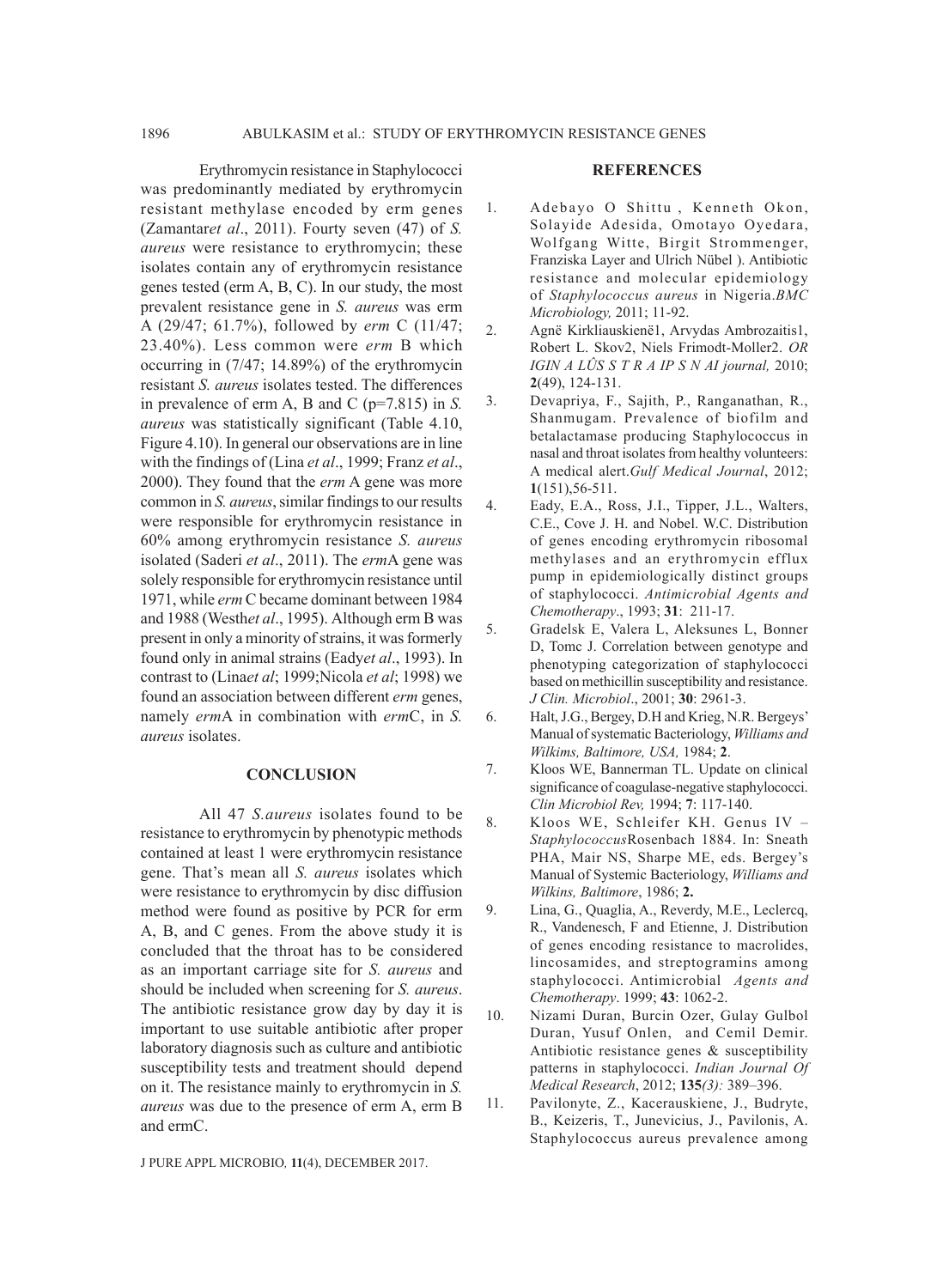Erythromycin resistance in Staphylococci was predominantly mediated by erythromycin resistant methylase encoded by erm genes (Zamantar*et al*., 2011). Fourty seven (47) of *S. aureus* were resistance to erythromycin; these isolates contain any of erythromycin resistance genes tested (erm A, B, C). In our study, the most prevalent resistance gene in *S. aureus* was erm A (29/47; 61.7%), followed by *erm* C (11/47; 23.40%). Less common were *erm* B which occurring in (7/47; 14.89%) of the erythromycin resistant *S. aureus* isolates tested. The differences in prevalence of erm A, B and C (p=7.815) in *S. aureus* was statistically significant (Table 4.10, Figure 4.10). In general our observations are in line with the findings of (Lina *et al*., 1999; Franz *et al*., 2000). They found that the *erm* A gene was more common in *S. aureus*, similar findings to our results were responsible for erythromycin resistance in 60% among erythromycin resistance *S. aureus* isolated (Saderi *et al*., 2011). The *erm*A gene was solely responsible for erythromycin resistance until 1971, while *erm* C became dominant between 1984 and 1988 (Westh*et al*., 1995). Although erm B was present in only a minority of strains, it was formerly found only in animal strains (Eady*et al*., 1993). In contrast to (Lina*et al*; 1999;Nicola *et al*; 1998) we found an association between different *erm* genes, namely *erm*A in combination with *erm*C, in *S. aureus* isolates.

## CONCLUSION

All 47 *S.aureus* isolates found to be resistance to erythromycin by phenotypic methods contained at least 1 were erythromycin resistance gene. That's mean all *S. aureus* isolates which were resistance to erythromycin by disc diffusion method were found as positive by PCR for erm A, B, and C genes. From the above study it is concluded that the throat has to be considered as an important carriage site for *S. aureus* and should be included when screening for *S. aureus*. The antibiotic resistance grow day by day it is important to use suitable antibiotic after proper laboratory diagnosis such as culture and antibiotic susceptibility tests and treatment should depend on it. The resistance mainly to erythromycin in *S. aureus* was due to the presence of erm A, erm B and ermC.

## REFERENCES

1. Adebayo O Shittu , Kenneth Okon, Solayide Adesida, Omotayo Oyedara, Wolfgang Witte, Birgit Strommenger, Franziska Layer and Ulrich Nübel ). Antibiotic resistance and molecular epidemiology of *Staphylococcus aureus* in Nigeria.*BMC Microbiology,* 2011; 11-92.
2. Agnë Kirkliauskienë1, Arvydas Ambrozaitis1, Robert L. Skov2, Niels Frimodt-Moller2. *OR IGIN A LÛS S T R A IP S N AI journal,* 2010; **2**(49), 124-131.
3. Devapriya, F., Sajith, P., Ranganathan, R., Shanmugam. Prevalence of biofilm and betalactamase producing Staphylococcus in nasal and throat isolates from healthy volunteers: A medical alert.*Gulf Medical Journal*, 2012; **1**(151),56-511.
4. Eady, E.A., Ross, J.I., Tipper, J.L., Walters, C.E., Cove J. H. and Nobel. W.C. Distribution of genes encoding erythromycin ribosomal methylases and an erythromycin efflux pump in epidemiologically distinct groups of staphylococci. *Antimicrobial Agents and Chemotherapy*., 1993; **31**: 211-17.
5. Gradelsk E, Valera L, Aleksunes L, Bonner D, Tomc J. Correlation between genotype and phenotyping categorization of staphylococci based on methicillin susceptibility and resistance. *J Clin. Microbiol*., 2001; **30**: 2961-3.
6. Halt, J.G., Bergey, D.H and Krieg, N.R. Bergeys' Manual of systematic Bacteriology, *Williams and Wilkims, Baltimore, USA,* 1984; **2**.
7. Kloos WE, Bannerman TL. Update on clinical significance of coagulase-negative staphylococci. *Clin Microbiol Rev,* 1994; **7**: 117-140.
8. Kloos WE, Schleifer KH. Genus IV – *Staphylococcus*Rosenbach 1884. In: Sneath PHA, Mair NS, Sharpe ME, eds. Bergey's Manual of Systemic Bacteriology, *Williams and Wilkins, Baltimore*, 1986; **2.**
9. Lina, G., Quaglia, A., Reverdy, M.E., Leclercq, R., Vandenesch, F and Etienne, J. Distribution of genes encoding resistance to macrolides, lincosamides, and streptogramins among staphylococci. Antimicrobial *Agents and Chemotherapy*. 1999; **43**: 1062-2.
10. Nizami Duran, Burcin Ozer, Gulay Gulbol Duran, Yusuf Onlen, and Cemil Demir. Antibiotic resistance genes & susceptibility patterns in staphylococci. *Indian Journal Of Medical Research*, 2012; **135***(3):* 389–396.
11. Pavilonyte, Z., Kacerauskiene, J., Budryte, B., Keizeris, T., Junevicius, J., Pavilonis, A. Staphylococcus aureus prevalence among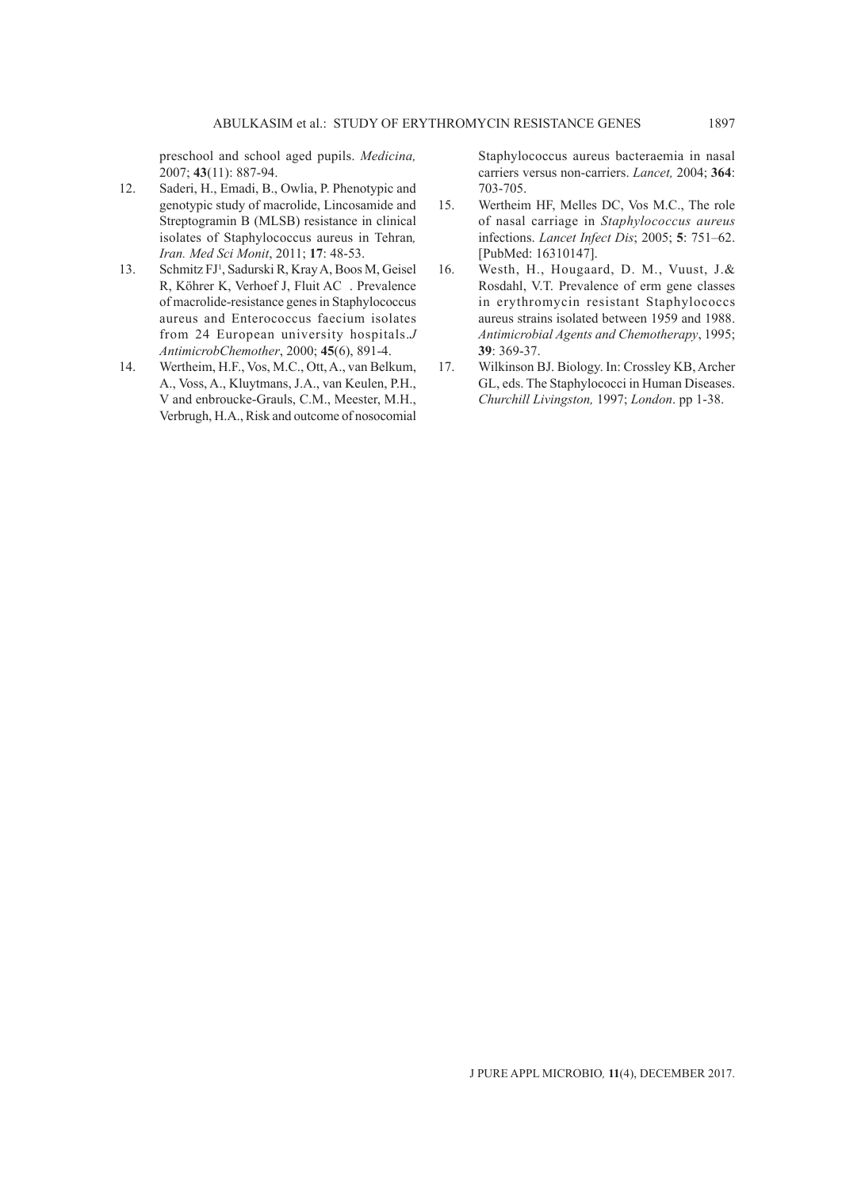preschool and school aged pupils. *Medicina,* 2007; **43**(11): 887-94.

12. Saderi, H., Emadi, B., Owlia, P. Phenotypic and genotypic study of macrolide, Lincosamide and Streptogramin B (MLSB) resistance in clinical isolates of Staphylococcus aureus in Tehran*, Iran. Med Sci Monit*, 2011; **17**: 48-53.
13. Schmitz FJ[1], Sadurski R, Kray A, Boos M, Geisel R, Köhrer K, Verhoef J, Fluit AC . Prevalence of macrolide-resistance genes in Staphylococcus aureus and Enterococcus faecium isolates from 24 European university hospitals.*J AntimicrobChemother*, 2000; **45**(6), 891-4.
14. Wertheim, H.F., Vos, M.C., Ott, A., van Belkum, A., Voss, A., Kluytmans, J.A., van Keulen, P.H., V and enbroucke-Grauls, C.M., Meester, M.H., Verbrugh, H.A., Risk and outcome of nosocomial Staphylococcus aureus bacteraemia in nasal carriers versus non-carriers. *Lancet,* 2004; **364**: 703-705.
15. Wertheim HF, Melles DC, Vos M.C., The role of nasal carriage in *Staphylococcus aureus* infections. *Lancet Infect Dis*; 2005; **5**: 751–62. [PubMed: 16310147].
16. Westh, H., Hougaard, D. M., Vuust, J.& Rosdahl, V.T. Prevalence of erm gene classes in erythromycin resistant Staphylococcs aureus strains isolated between 1959 and 1988. *Antimicrobial Agents and Chemotherapy*, 1995; **39**: 369-37.
17. Wilkinson BJ. Biology. In: Crossley KB, Archer GL, eds. The Staphylococci in Human Diseases. *Churchill Livingston,* 1997; *London*. pp 1-38.